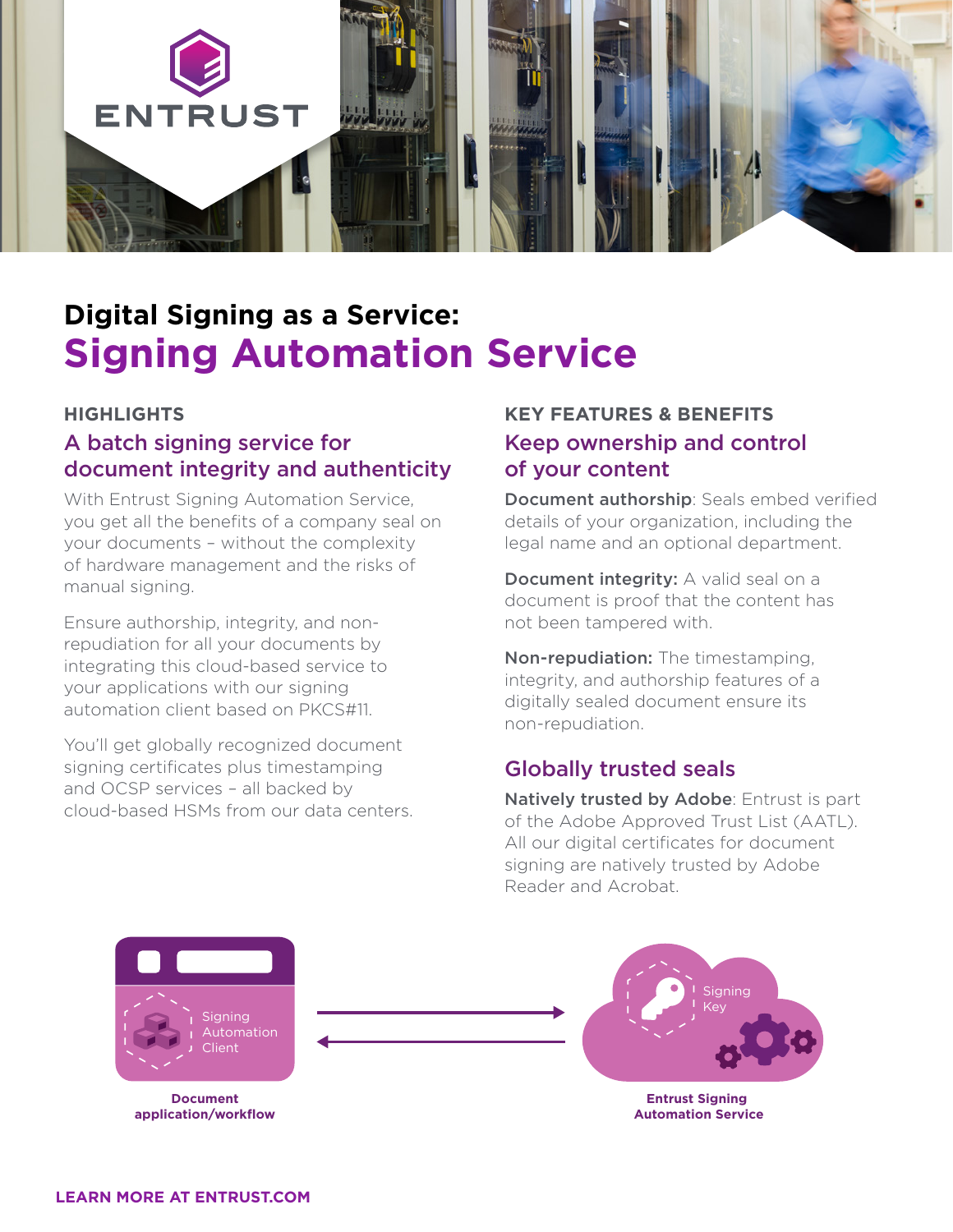ENTRUST

# Digital Signing as a Service: Signing Automation Service

## HIGHLIGHTS

### A batch signing service for document integrity and authenticity

With Entrust Signing Automation Service, you get all the benefits of a company seal on your documents – without the complexity of hardware management and the risks of manual signing.

Ensure authorship, integrity, and non-repudiation for all your documents by integrating this cloud-based service to your applications with our signing automation client based on PKCS#11.

You'll get globally recognized document signing certificates plus timestamping and OCSP services – all backed by cloud-based HSMs from our data centers.

## KEY FEATURES & BENEFITS

### Keep ownership and control of your content

**Document authorship**: Seals embed verified details of your organization, including the legal name and an optional department.

**Document integrity:** A valid seal on a document is proof that the content has not been tampered with.

**Non-repudiation:** The timestamping, integrity, and authorship features of a digitally sealed document ensure its non-repudiation.

### Globally trusted seals

**Natively trusted by Adobe**: Entrust is part of the Adobe Approved Trust List (AATL). All our digital certificates for document signing are natively trusted by Adobe Reader and Acrobat.

Signing Automation Client

**Document application/workflow**

Signing Key

**Entrust Signing Automation Service**

**LEARN MORE AT ENTRUST.COM**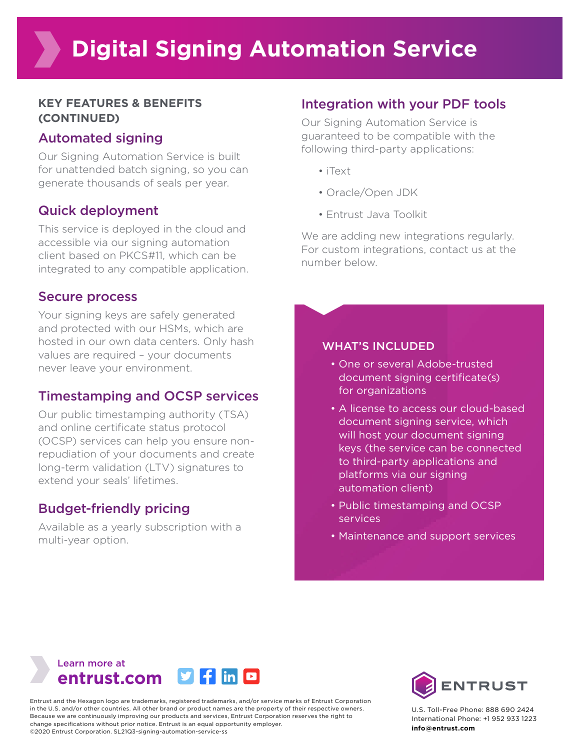# Digital Signing Automation Service

**KEY FEATURES & BENEFITS (CONTINUED)**

## Automated signing

Our Signing Automation Service is built for unattended batch signing, so you can generate thousands of seals per year.

## Quick deployment

This service is deployed in the cloud and accessible via our signing automation client based on PKCS#11, which can be integrated to any compatible application.

## Secure process

Your signing keys are safely generated and protected with our HSMs, which are hosted in our own data centers. Only hash values are required – your documents never leave your environment.

## Timestamping and OCSP services

Our public timestamping authority (TSA) and online certificate status protocol (OCSP) services can help you ensure non-repudiation of your documents and create long-term validation (LTV) signatures to extend your seals' lifetimes.

## Budget-friendly pricing

Available as a yearly subscription with a multi-year option.

## Integration with your PDF tools

Our Signing Automation Service is guaranteed to be compatible with the following third-party applications:

- iText
- Oracle/Open JDK
- Entrust Java Toolkit

We are adding new integrations regularly. For custom integrations, contact us at the number below.

### WHAT'S INCLUDED

- One or several Adobe-trusted document signing certificate(s) for organizations
- A license to access our cloud-based document signing service, which will host your document signing keys (the service can be connected to third-party applications and platforms via our signing automation client)
- Public timestamping and OCSP services
- Maintenance and support services

Learn more at **entrust.com**

Entrust and the Hexagon logo are trademarks, registered trademarks, and/or service marks of Entrust Corporation in the U.S. and/or other countries. All other brand or product names are the property of their respective owners. Because we are continuously improving our products and services, Entrust Corporation reserves the right to change specifications without prior notice. Entrust is an equal opportunity employer.
©2020 Entrust Corporation. SL21Q3-signing-automation-service-ss

ENTRUST

U.S. Toll-Free Phone: 888 690 2424
International Phone: +1 952 933 1223
**info@entrust.com**